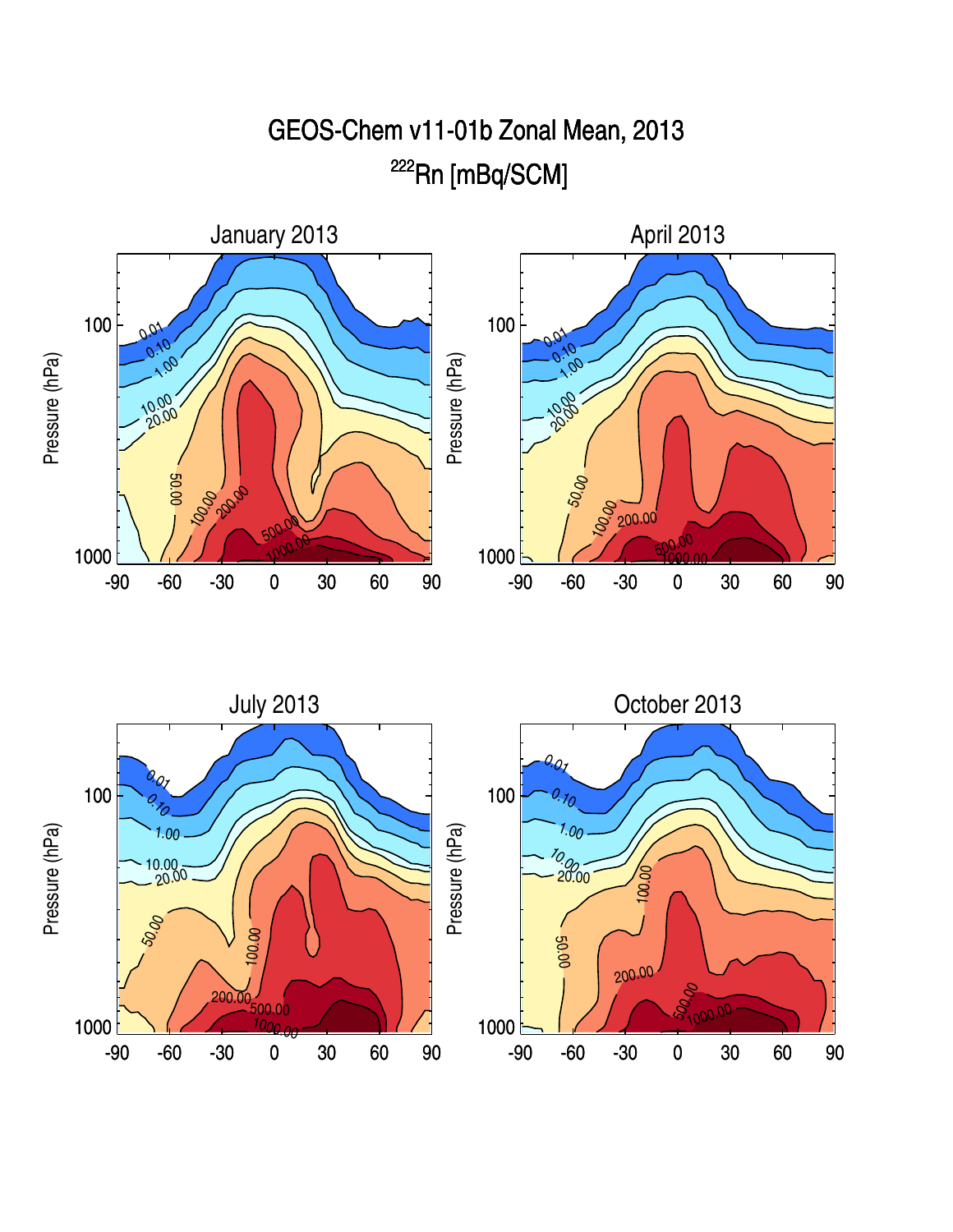# GEOS-Chem v11-01b Zonal Mean, 2013

## $^{222}$Rn [mBq/SCM]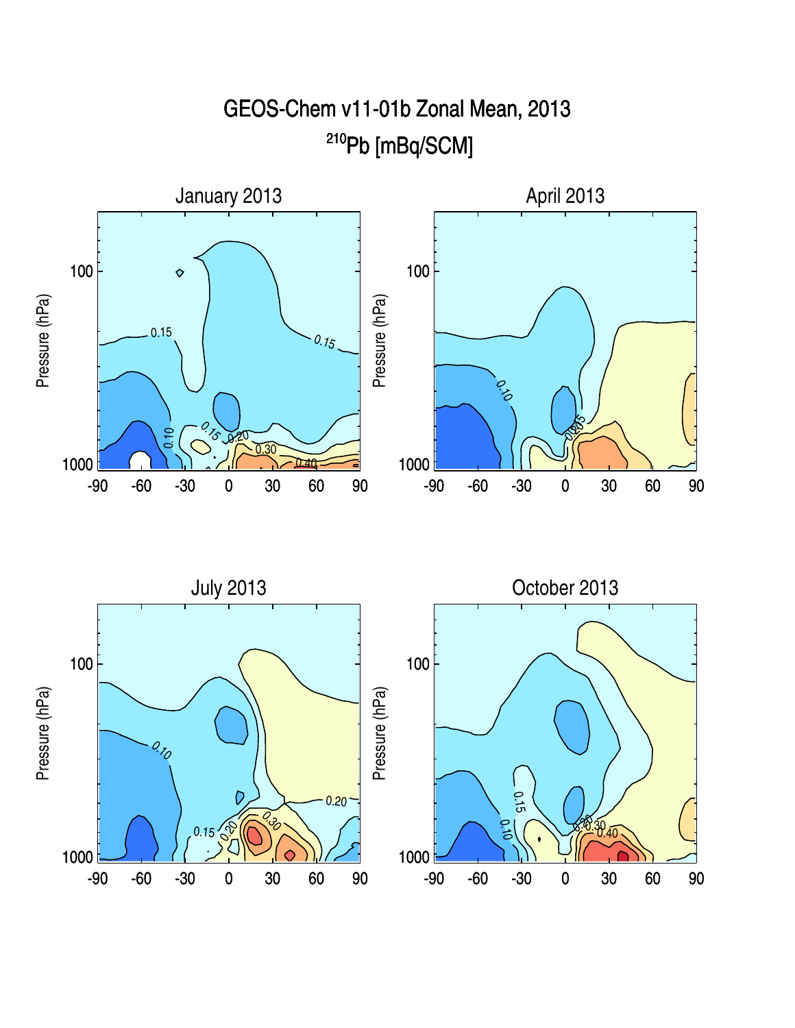# GEOS-Chem v11-01b Zonal Mean, 2013

## $^{210}$Pb [mBq/SCM]

### January 2013

### April 2013

### July 2013

### October 2013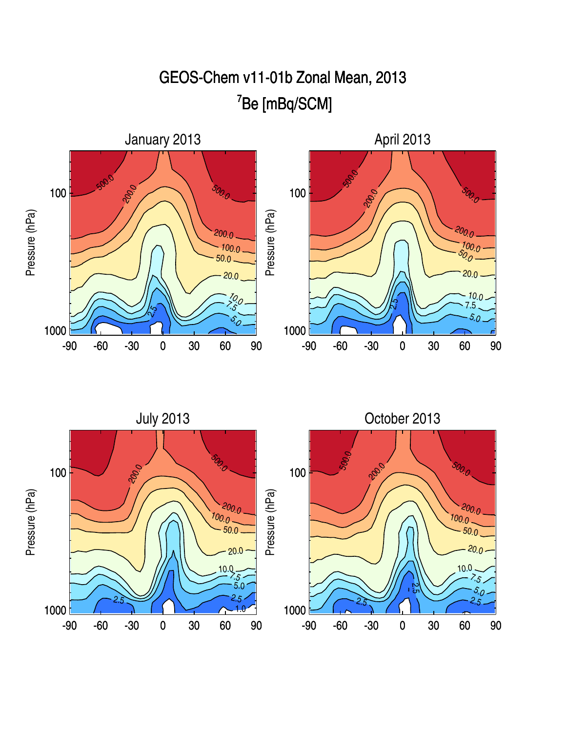# GEOS-Chem v11-01b Zonal Mean, 2013

## $^{7}$Be [mBq/SCM]

January 2013

Pressure (hPa)

100

1000

-90 -60 -30 0 30 60 90

500.0 200.0 500.0 200.0 100.0 50.0 20.0 10.0 7.5 5.0 2.5

April 2013

Pressure (hPa)

100

1000

-90 -60 -30 0 30 60 90

500.0 200.0 500.0 200.0 100.0 50.0 20.0 10.0 7.5 5.0 2.5

July 2013

Pressure (hPa)

100

1000

-90 -60 -30 0 30 60 90

200.0 500.0 200.0 100.0 50.0 20.0 10.0 7.5 5.0 2.5 2.5 1.0

October 2013

Pressure (hPa)

100

1000

-90 -60 -30 0 30 60 90

500.0 200.0 500.0 200.0 100.0 50.0 20.0 10.0 7.5 5.0 2.5 2.5 2.5